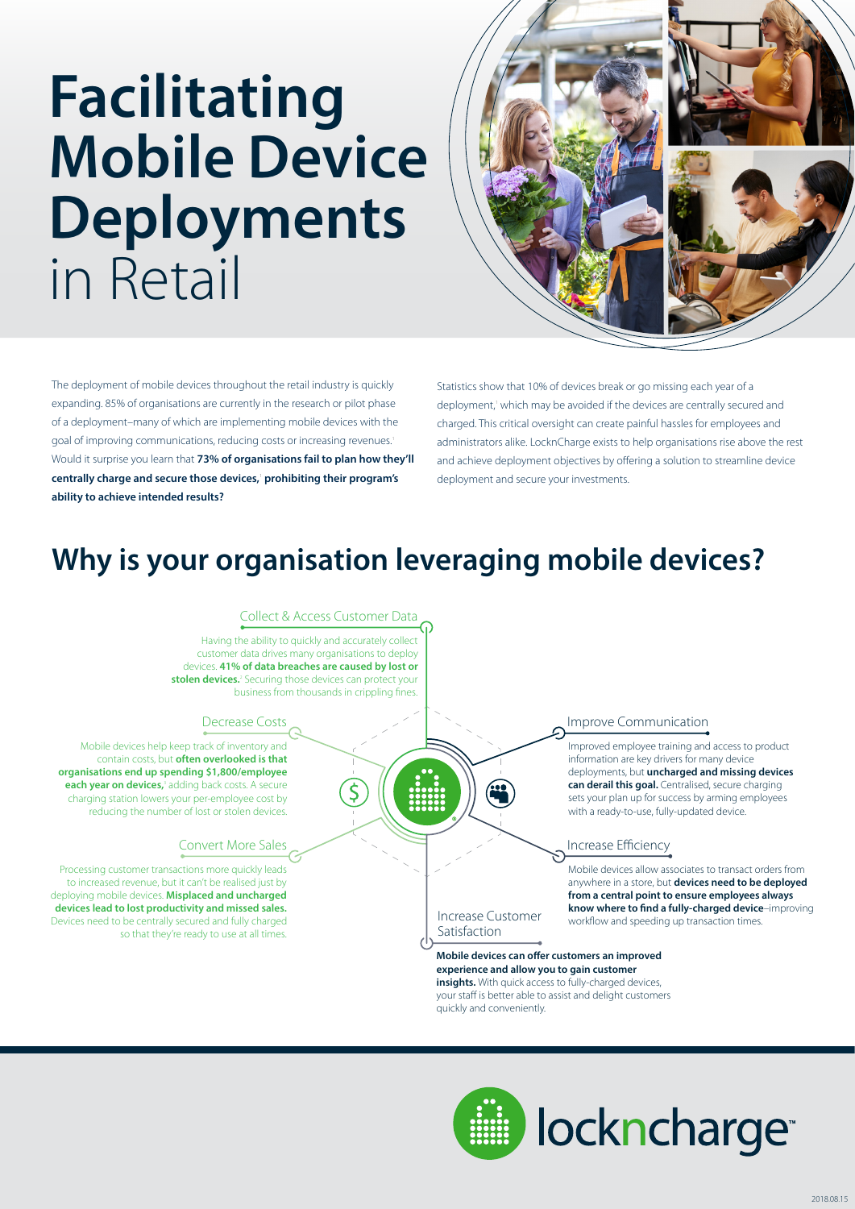# Facilitating Mobile Device Deployments in Retail

The deployment of mobile devices throughout the retail industry is quickly expanding. 85% of organisations are currently in the research or pilot phase of a deployment–many of which are implementing mobile devices with the goal of improving communications, reducing costs or increasing revenues.[1] Would it surprise you learn that **73% of organisations fail to plan how they'll centrally charge and secure those devices,[1] prohibiting their program's ability to achieve intended results?**

Statistics show that 10% of devices break or go missing each year of a deployment,[1] which may be avoided if the devices are centrally secured and charged. This critical oversight can create painful hassles for employees and administrators alike. LocknCharge exists to help organisations rise above the rest and achieve deployment objectives by offering a solution to streamline device deployment and secure your investments.

## Why is your organisation leveraging mobile devices?

### Collect & Access Customer Data

Having the ability to quickly and accurately collect customer data drives many organisations to deploy devices. **41% of data breaches are caused by lost or stolen devices.**[2] Securing those devices can protect your business from thousands in crippling fines.

### Decrease Costs

Mobile devices help keep track of inventory and contain costs, but **often overlooked is that organisations end up spending $1,800/employee each year on devices,**[3] adding back costs. A secure charging station lowers your per-employee cost by reducing the number of lost or stolen devices.

### Convert More Sales

Processing customer transactions more quickly leads to increased revenue, but it can't be realised just by deploying mobile devices. **Misplaced and uncharged devices lead to lost productivity and missed sales.** Devices need to be centrally secured and fully charged so that they're ready to use at all times.

### Improve Communication

Improved employee training and access to product information are key drivers for many device deployments, but **uncharged and missing devices can derail this goal.** Centralised, secure charging sets your plan up for success by arming employees with a ready-to-use, fully-updated device.

### Increase Efficiency

Mobile devices allow associates to transact orders from anywhere in a store, but **devices need to be deployed from a central point to ensure employees always know where to find a fully-charged device**–improving workflow and speeding up transaction times.

### Increase Customer Satisfaction

**Mobile devices can offer customers an improved experience and allow you to gain customer insights.** With quick access to fully-charged devices, your staff is better able to assist and delight customers quickly and conveniently.

locknchare™

2018.08.15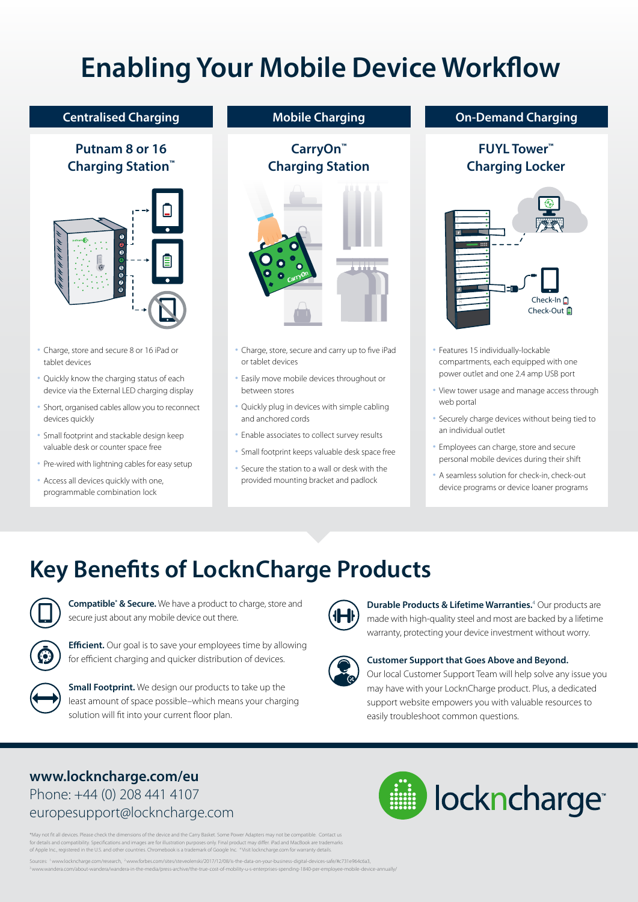# Enabling Your Mobile Device Workflow

## Centralised Charging

### Putnam 8 or 16 Charging Station™

- Charge, store and secure 8 or 16 iPad or tablet devices
- Quickly know the charging status of each device via the External LED charging display
- Short, organised cables allow you to reconnect devices quickly
- Small footprint and stackable design keep valuable desk or counter space free
- Pre-wired with lightning cables for easy setup
- Access all devices quickly with one, programmable combination lock

## Mobile Charging

### CarryOn™ Charging Station

- Charge, store, secure and carry up to five iPad or tablet devices
- Easily move mobile devices throughout or between stores
- Quickly plug in devices with simple cabling and anchored cords
- Enable associates to collect survey results
- Small footprint keeps valuable desk space free
- Secure the station to a wall or desk with the provided mounting bracket and padlock

## On-Demand Charging

### FUYL Tower™ Charging Locker

Check-In
Check-Out

- Features 15 individually-lockable compartments, each equipped with one power outlet and one 2.4 amp USB port
- View tower usage and manage access through web portal
- Securely charge devices without being tied to an individual outlet
- Employees can charge, store and secure personal mobile devices during their shift
- A seamless solution for check-in, check-out device programs or device loaner programs

# Key Benefits of LocknCharge Products

**Compatible* & Secure.** We have a product to charge, store and secure just about any mobile device out there.

**Efficient.** Our goal is to save your employees time by allowing for efficient charging and quicker distribution of devices.

**Small Footprint.** We design our products to take up the least amount of space possible–which means your charging solution will fit into your current floor plan.

**Durable Products & Lifetime Warranties.**[4] Our products are made with high-quality steel and most are backed by a lifetime warranty, protecting your device investment without worry.

**Customer Support that Goes Above and Beyond.** Our local Customer Support Team will help solve any issue you may have with your LocknCharge product. Plus, a dedicated support website empowers you with valuable resources to easily troubleshoot common questions.

**www.lockncharge.com/eu**
Phone: +44 (0) 208 441 4107
europesupport@lockncharge.com

lockncharge™

*May not fit all devices. Please check the dimensions of the device and the Carry Basket. Some Power Adapters may not be compatible. Contact us for details and compatibility. Specifications and images are for illustration purposes only. Final product may differ. iPad and MacBook are trademarks of Apple Inc., registered in the U.S. and other countries. Chromebook is a trademark of Google Inc. [4]Visit lockncharge.com for warranty details.

Sources: [1]www.lockncharge.com/research, [2]www.forbes.com/sites/steveolenski/2017/12/08/is-the-data-on-your-business-digital-devices-safe/#c731e964c6a3, [3]www.wandera.com/about-wandera/wandera-in-the-media/press-archive/the-true-cost-of-mobility-u-s-enterprises-spending-1840-per-employee-mobile-device-annually/